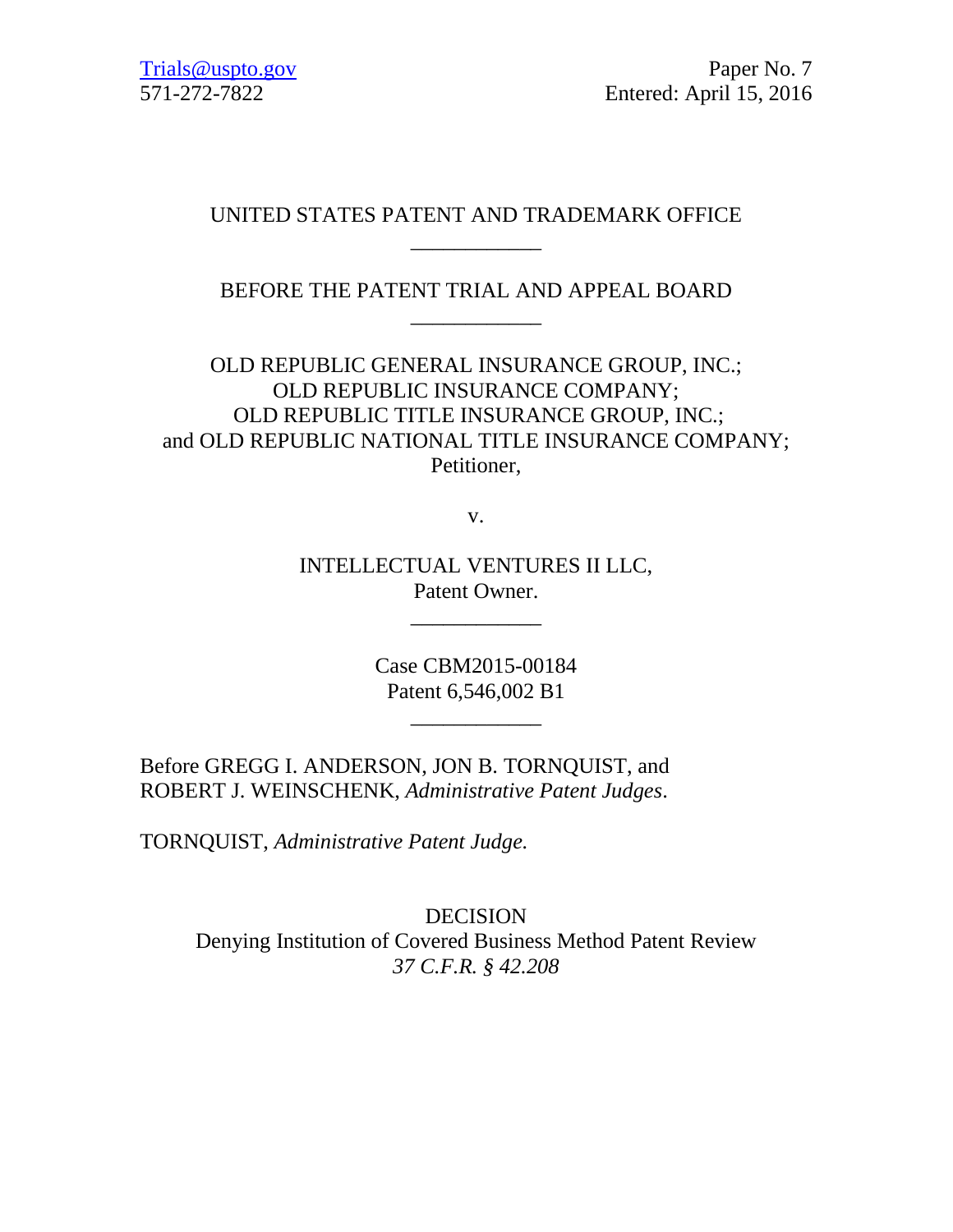Trials@uspto.gov
571-272-7822

Paper No. 7
Entered: April 15, 2016

UNITED STATES PATENT AND TRADEMARK OFFICE

____________

BEFORE THE PATENT TRIAL AND APPEAL BOARD

____________

OLD REPUBLIC GENERAL INSURANCE GROUP, INC.;
OLD REPUBLIC INSURANCE COMPANY;
OLD REPUBLIC TITLE INSURANCE GROUP, INC.;
and OLD REPUBLIC NATIONAL TITLE INSURANCE COMPANY;
Petitioner,

v.

INTELLECTUAL VENTURES II LLC,
Patent Owner.

____________

Case CBM2015-00184
Patent 6,546,002 B1

____________

Before GREGG I. ANDERSON, JON B. TORNQUIST, and
ROBERT J. WEINSCHENK, *Administrative Patent Judges*.

TORNQUIST, *Administrative Patent Judge.*

DECISION
Denying Institution of Covered Business Method Patent Review
*37 C.F.R. § 42.208*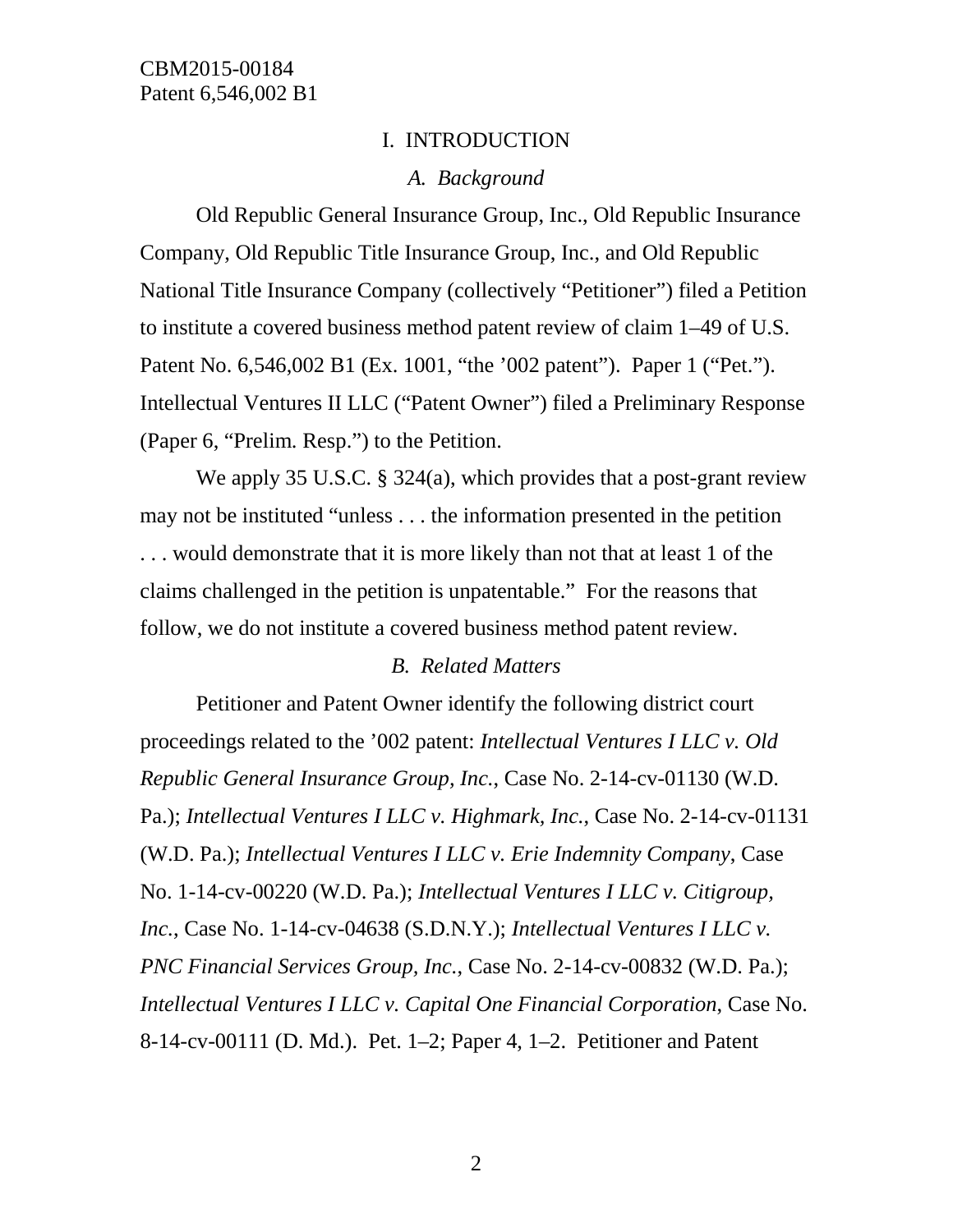## I. INTRODUCTION

### *A. Background*

Old Republic General Insurance Group, Inc., Old Republic Insurance Company, Old Republic Title Insurance Group, Inc., and Old Republic National Title Insurance Company (collectively "Petitioner") filed a Petition to institute a covered business method patent review of claim 1–49 of U.S. Patent No. 6,546,002 B1 (Ex. 1001, "the '002 patent"). Paper 1 ("Pet."). Intellectual Ventures II LLC ("Patent Owner") filed a Preliminary Response (Paper 6, "Prelim. Resp.") to the Petition.

We apply 35 U.S.C. § 324(a), which provides that a post-grant review may not be instituted "unless . . . the information presented in the petition . . . would demonstrate that it is more likely than not that at least 1 of the claims challenged in the petition is unpatentable." For the reasons that follow, we do not institute a covered business method patent review.

### *B. Related Matters*

Petitioner and Patent Owner identify the following district court proceedings related to the '002 patent: *Intellectual Ventures I LLC v. Old Republic General Insurance Group, Inc.*, Case No. 2-14-cv-01130 (W.D. Pa.); *Intellectual Ventures I LLC v. Highmark, Inc.*, Case No. 2-14-cv-01131 (W.D. Pa.); *Intellectual Ventures I LLC v. Erie Indemnity Company*, Case No. 1-14-cv-00220 (W.D. Pa.); *Intellectual Ventures I LLC v. Citigroup, Inc.*, Case No. 1-14-cv-04638 (S.D.N.Y.); *Intellectual Ventures I LLC v. PNC Financial Services Group, Inc.*, Case No. 2-14-cv-00832 (W.D. Pa.); *Intellectual Ventures I LLC v. Capital One Financial Corporation*, Case No. 8-14-cv-00111 (D. Md.). Pet. 1–2; Paper 4, 1–2. Petitioner and Patent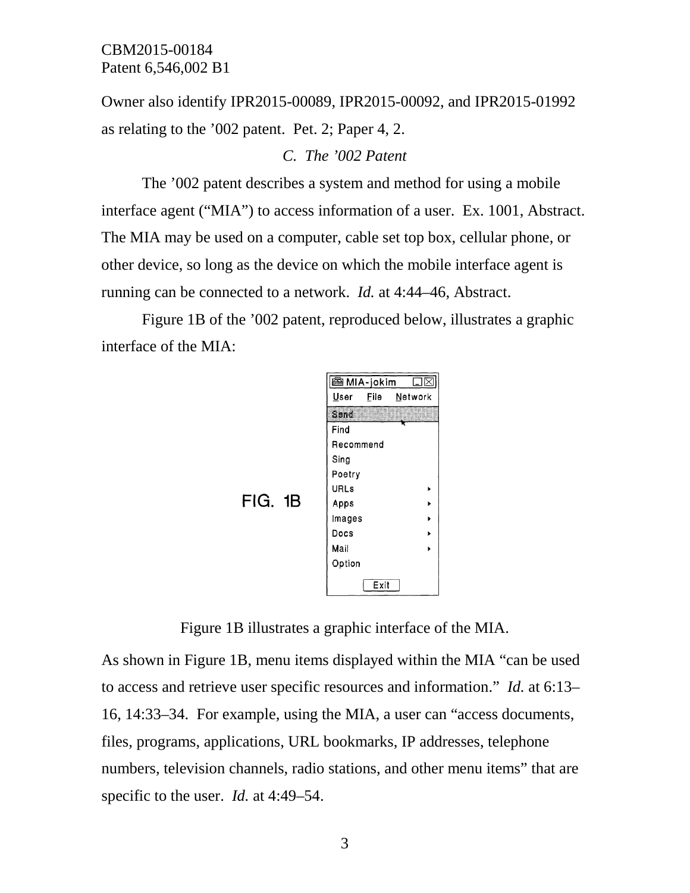Owner also identify IPR2015-00089, IPR2015-00092, and IPR2015-01992 as relating to the '002 patent. Pet. 2; Paper 4, 2.

### *C. The '002 Patent*

The '002 patent describes a system and method for using a mobile interface agent ("MIA") to access information of a user. Ex. 1001, Abstract. The MIA may be used on a computer, cable set top box, cellular phone, or other device, so long as the device on which the mobile interface agent is running can be connected to a network. *Id.* at 4:44–46, Abstract.

Figure 1B of the '002 patent, reproduced below, illustrates a graphic interface of the MIA:

Figure 1B illustrates a graphic interface of the MIA.

As shown in Figure 1B, menu items displayed within the MIA "can be used to access and retrieve user specific resources and information." *Id.* at 6:13–16, 14:33–34. For example, using the MIA, a user can "access documents, files, programs, applications, URL bookmarks, IP addresses, telephone numbers, television channels, radio stations, and other menu items" that are specific to the user. *Id.* at 4:49–54.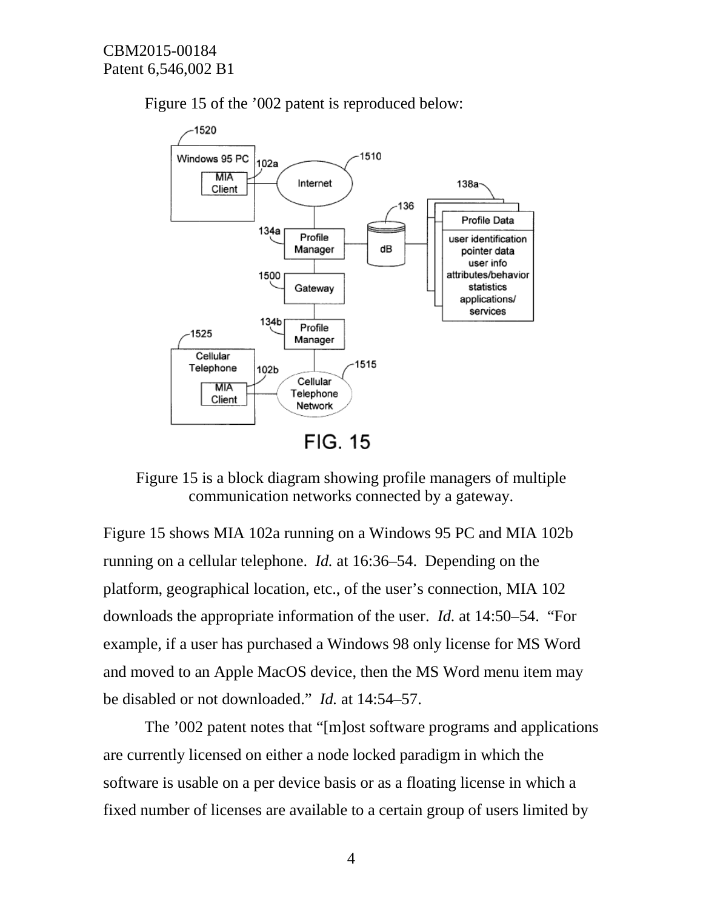Figure 15 of the ’002 patent is reproduced below:

Figure 15 is a block diagram showing profile managers of multiple communication networks connected by a gateway.

Figure 15 shows MIA 102a running on a Windows 95 PC and MIA 102b running on a cellular telephone. *Id.* at 16:36–54. Depending on the platform, geographical location, etc., of the user’s connection, MIA 102 downloads the appropriate information of the user. *Id.* at 14:50–54. “For example, if a user has purchased a Windows 98 only license for MS Word and moved to an Apple MacOS device, then the MS Word menu item may be disabled or not downloaded.” *Id.* at 14:54–57.

The ’002 patent notes that “[m]ost software programs and applications are currently licensed on either a node locked paradigm in which the software is usable on a per device basis or as a floating license in which a fixed number of licenses are available to a certain group of users limited by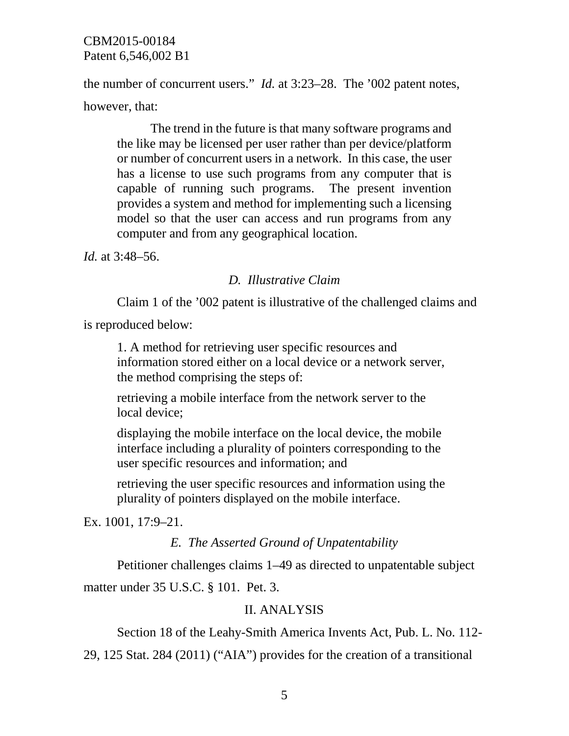the number of concurrent users." *Id.* at 3:23–28. The '002 patent notes, however, that:

> The trend in the future is that many software programs and the like may be licensed per user rather than per device/platform or number of concurrent users in a network. In this case, the user has a license to use such programs from any computer that is capable of running such programs. The present invention provides a system and method for implementing such a licensing model so that the user can access and run programs from any computer and from any geographical location.

*Id.* at 3:48–56.

### *D. Illustrative Claim*

Claim 1 of the '002 patent is illustrative of the challenged claims and is reproduced below:

> 1. A method for retrieving user specific resources and information stored either on a local device or a network server, the method comprising the steps of:
>
> retrieving a mobile interface from the network server to the local device;
>
> displaying the mobile interface on the local device, the mobile interface including a plurality of pointers corresponding to the user specific resources and information; and
>
> retrieving the user specific resources and information using the plurality of pointers displayed on the mobile interface.

Ex. 1001, 17:9–21.

### *E. The Asserted Ground of Unpatentability*

Petitioner challenges claims 1–49 as directed to unpatentable subject matter under 35 U.S.C. § 101. Pet. 3.

## II. ANALYSIS

Section 18 of the Leahy-Smith America Invents Act, Pub. L. No. 112-29, 125 Stat. 284 (2011) ("AIA") provides for the creation of a transitional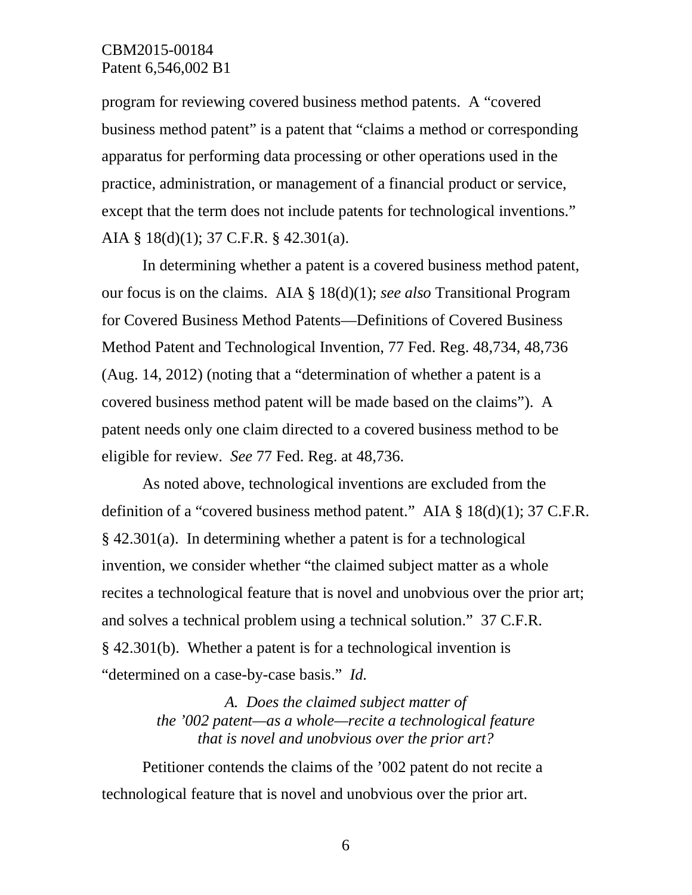program for reviewing covered business method patents. A "covered business method patent" is a patent that "claims a method or corresponding apparatus for performing data processing or other operations used in the practice, administration, or management of a financial product or service, except that the term does not include patents for technological inventions." AIA § 18(d)(1); 37 C.F.R. § 42.301(a).

In determining whether a patent is a covered business method patent, our focus is on the claims. AIA § 18(d)(1); *see also* Transitional Program for Covered Business Method Patents—Definitions of Covered Business Method Patent and Technological Invention, 77 Fed. Reg. 48,734, 48,736 (Aug. 14, 2012) (noting that a "determination of whether a patent is a covered business method patent will be made based on the claims"). A patent needs only one claim directed to a covered business method to be eligible for review. *See* 77 Fed. Reg. at 48,736.

As noted above, technological inventions are excluded from the definition of a "covered business method patent." AIA § 18(d)(1); 37 C.F.R. § 42.301(a). In determining whether a patent is for a technological invention, we consider whether "the claimed subject matter as a whole recites a technological feature that is novel and unobvious over the prior art; and solves a technical problem using a technical solution." 37 C.F.R. § 42.301(b). Whether a patent is for a technological invention is "determined on a case-by-case basis." *Id.*

### *A. Does the claimed subject matter of the '002 patent—as a whole—recite a technological feature that is novel and unobvious over the prior art?*

Petitioner contends the claims of the '002 patent do not recite a technological feature that is novel and unobvious over the prior art.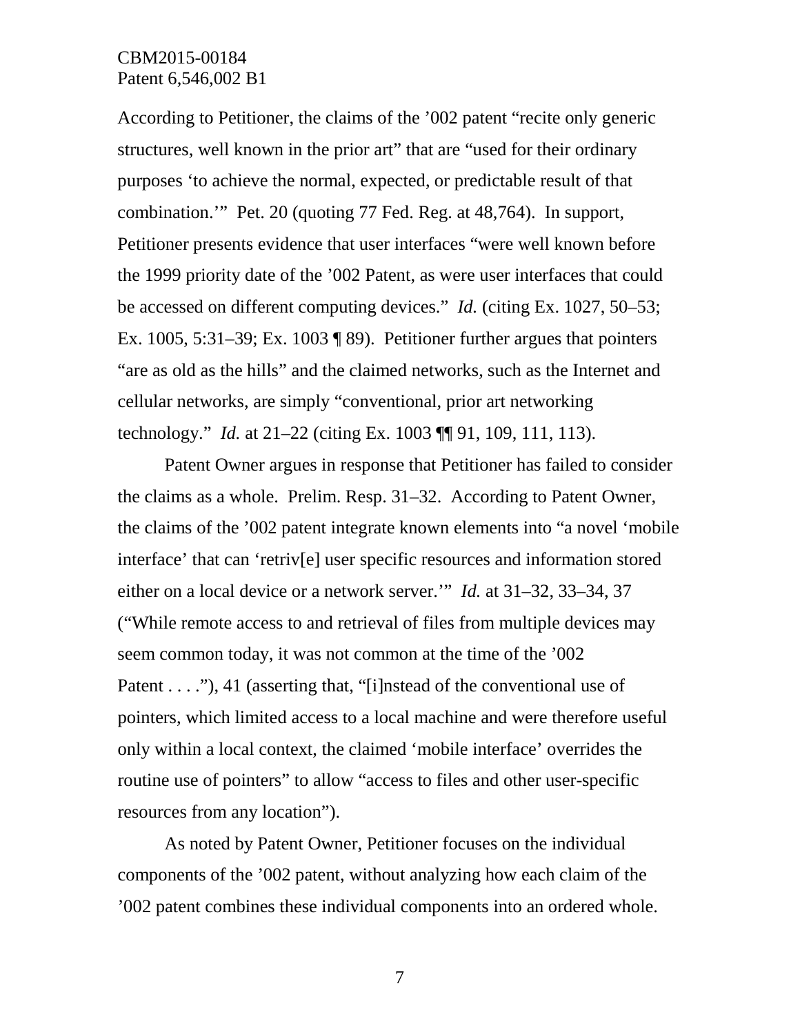According to Petitioner, the claims of the ’002 patent “recite only generic structures, well known in the prior art” that are “used for their ordinary purposes ‘to achieve the normal, expected, or predictable result of that combination.’” Pet. 20 (quoting 77 Fed. Reg. at 48,764). In support, Petitioner presents evidence that user interfaces “were well known before the 1999 priority date of the ’002 Patent, as were user interfaces that could be accessed on different computing devices.” *Id.* (citing Ex. 1027, 50–53; Ex. 1005, 5:31–39; Ex. 1003 ¶ 89). Petitioner further argues that pointers “are as old as the hills” and the claimed networks, such as the Internet and cellular networks, are simply “conventional, prior art networking technology.” *Id.* at 21–22 (citing Ex. 1003 ¶¶ 91, 109, 111, 113).

Patent Owner argues in response that Petitioner has failed to consider the claims as a whole. Prelim. Resp. 31–32. According to Patent Owner, the claims of the ’002 patent integrate known elements into “a novel ‘mobile interface’ that can ‘retriv[e] user specific resources and information stored either on a local device or a network server.’” *Id.* at 31–32, 33–34, 37 (“While remote access to and retrieval of files from multiple devices may seem common today, it was not common at the time of the ’002 Patent . . . .”), 41 (asserting that, “[i]nstead of the conventional use of pointers, which limited access to a local machine and were therefore useful only within a local context, the claimed ‘mobile interface’ overrides the routine use of pointers” to allow “access to files and other user-specific resources from any location”).

As noted by Patent Owner, Petitioner focuses on the individual components of the ’002 patent, without analyzing how each claim of the ’002 patent combines these individual components into an ordered whole.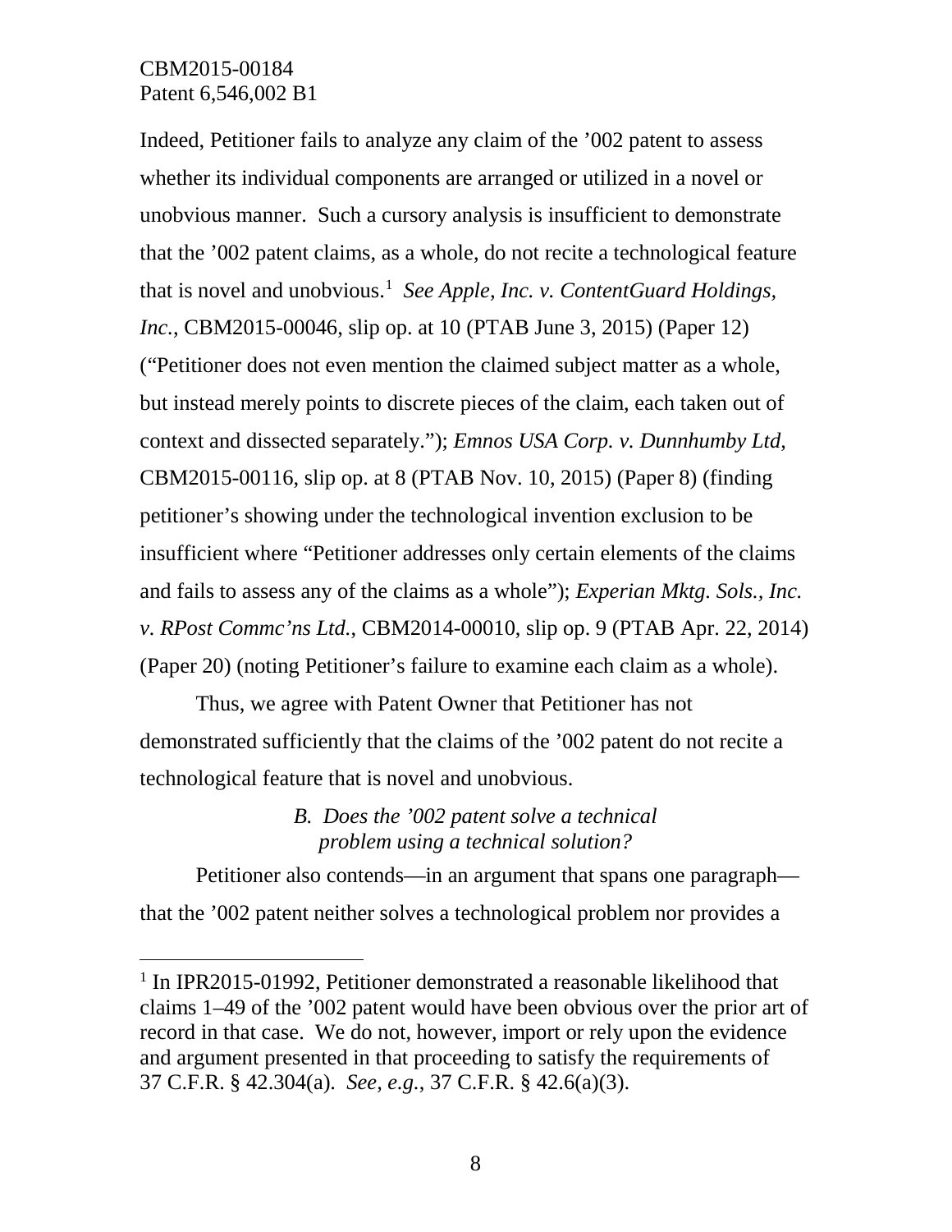Indeed, Petitioner fails to analyze any claim of the '002 patent to assess whether its individual components are arranged or utilized in a novel or unobvious manner. Such a cursory analysis is insufficient to demonstrate that the '002 patent claims, as a whole, do not recite a technological feature that is novel and unobvious.[1] *See Apple, Inc. v. ContentGuard Holdings, Inc.*, CBM2015-00046, slip op. at 10 (PTAB June 3, 2015) (Paper 12) ("Petitioner does not even mention the claimed subject matter as a whole, but instead merely points to discrete pieces of the claim, each taken out of context and dissected separately."); *Emnos USA Corp. v. Dunnhumby Ltd*, CBM2015-00116, slip op. at 8 (PTAB Nov. 10, 2015) (Paper 8) (finding petitioner's showing under the technological invention exclusion to be insufficient where "Petitioner addresses only certain elements of the claims and fails to assess any of the claims as a whole"); *Experian Mktg. Sols., Inc. v. RPost Commc'ns Ltd.*, CBM2014-00010, slip op. 9 (PTAB Apr. 22, 2014) (Paper 20) (noting Petitioner's failure to examine each claim as a whole).

Thus, we agree with Patent Owner that Petitioner has not demonstrated sufficiently that the claims of the '002 patent do not recite a technological feature that is novel and unobvious.

### *B. Does the '002 patent solve a technical problem using a technical solution?*

Petitioner also contends—in an argument that spans one paragraph—that the '002 patent neither solves a technological problem nor provides a

[1] In IPR2015-01992, Petitioner demonstrated a reasonable likelihood that claims 1–49 of the '002 patent would have been obvious over the prior art of record in that case. We do not, however, import or rely upon the evidence and argument presented in that proceeding to satisfy the requirements of 37 C.F.R. § 42.304(a). *See, e.g.*, 37 C.F.R. § 42.6(a)(3).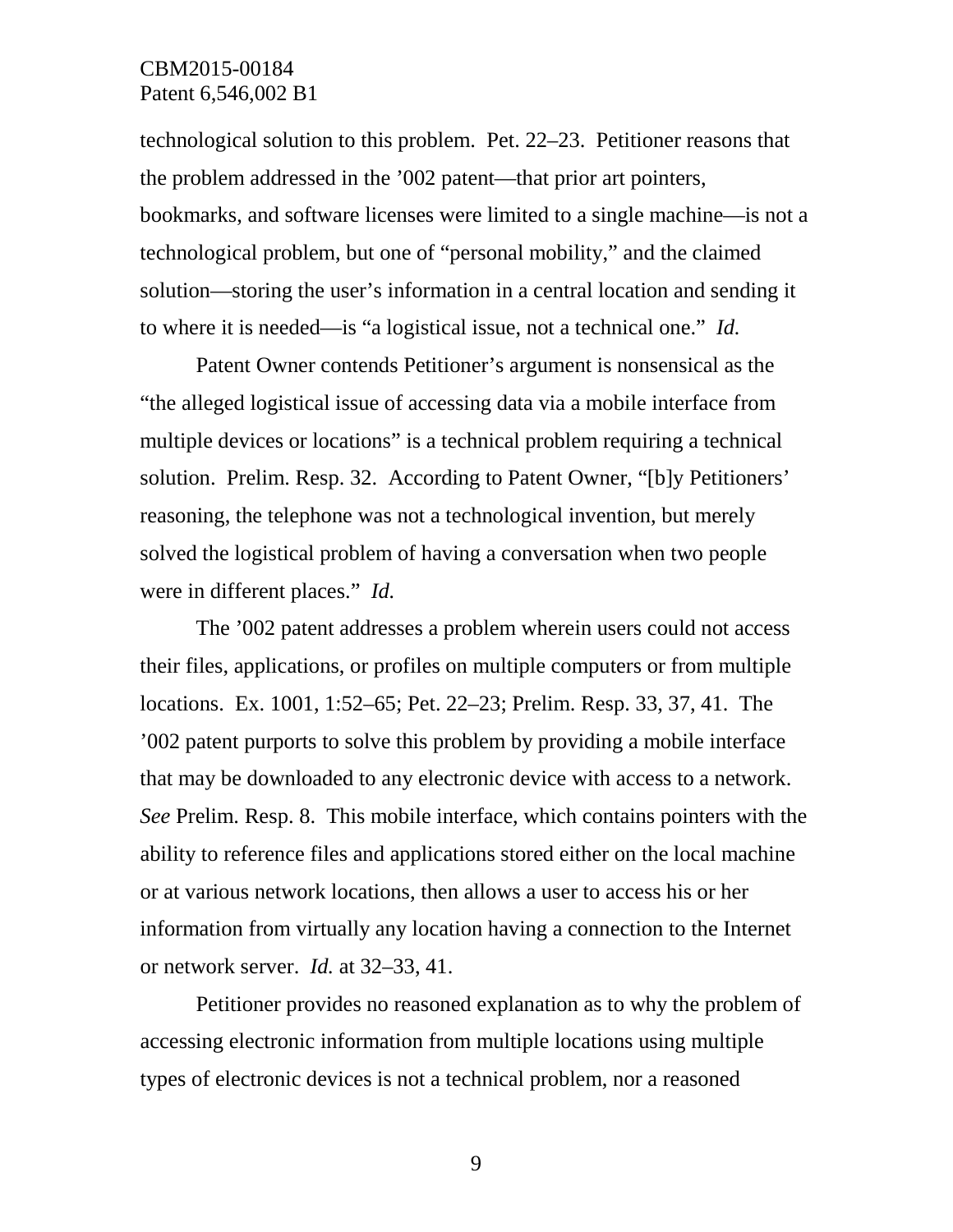technological solution to this problem. Pet. 22–23. Petitioner reasons that the problem addressed in the '002 patent—that prior art pointers, bookmarks, and software licenses were limited to a single machine—is not a technological problem, but one of "personal mobility," and the claimed solution—storing the user's information in a central location and sending it to where it is needed—is "a logistical issue, not a technical one." *Id.*

Patent Owner contends Petitioner's argument is nonsensical as the "the alleged logistical issue of accessing data via a mobile interface from multiple devices or locations" is a technical problem requiring a technical solution. Prelim. Resp. 32. According to Patent Owner, "[b]y Petitioners' reasoning, the telephone was not a technological invention, but merely solved the logistical problem of having a conversation when two people were in different places." *Id.*

The '002 patent addresses a problem wherein users could not access their files, applications, or profiles on multiple computers or from multiple locations. Ex. 1001, 1:52–65; Pet. 22–23; Prelim. Resp. 33, 37, 41. The '002 patent purports to solve this problem by providing a mobile interface that may be downloaded to any electronic device with access to a network. *See* Prelim. Resp. 8. This mobile interface, which contains pointers with the ability to reference files and applications stored either on the local machine or at various network locations, then allows a user to access his or her information from virtually any location having a connection to the Internet or network server. *Id.* at 32–33, 41.

Petitioner provides no reasoned explanation as to why the problem of accessing electronic information from multiple locations using multiple types of electronic devices is not a technical problem, nor a reasoned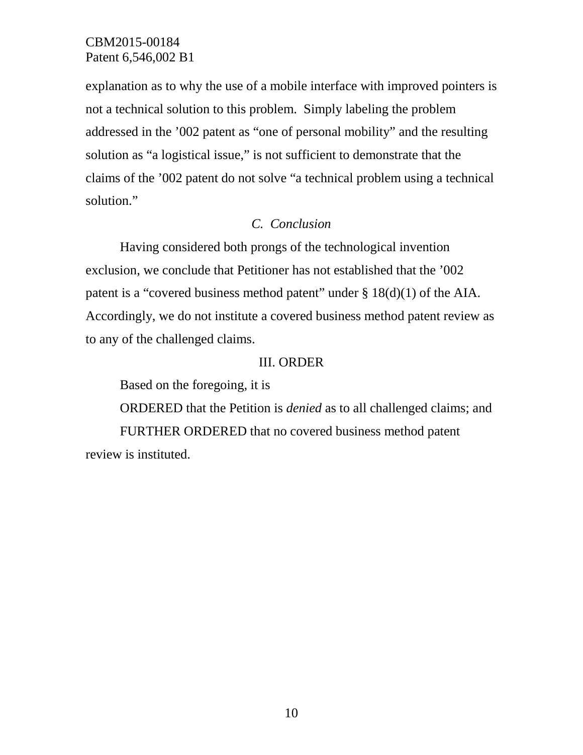explanation as to why the use of a mobile interface with improved pointers is not a technical solution to this problem. Simply labeling the problem addressed in the ’002 patent as “one of personal mobility” and the resulting solution as “a logistical issue,” is not sufficient to demonstrate that the claims of the ’002 patent do not solve “a technical problem using a technical solution.”

### *C. Conclusion*

Having considered both prongs of the technological invention exclusion, we conclude that Petitioner has not established that the ’002 patent is a “covered business method patent” under § 18(d)(1) of the AIA. Accordingly, we do not institute a covered business method patent review as to any of the challenged claims.

## III. ORDER

Based on the foregoing, it is

ORDERED that the Petition is *denied* as to all challenged claims; and

FURTHER ORDERED that no covered business method patent review is instituted.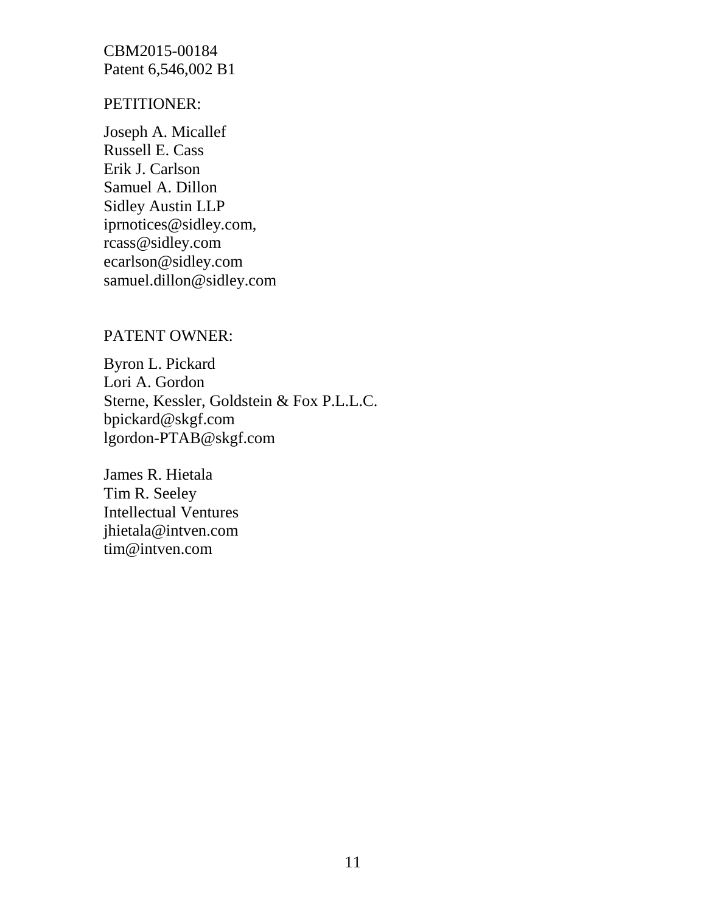PETITIONER:

Joseph A. Micallef
Russell E. Cass
Erik J. Carlson
Samuel A. Dillon
Sidley Austin LLP
iprnotices@sidley.com,
rcass@sidley.com
ecarlson@sidley.com
samuel.dillon@sidley.com

PATENT OWNER:

Byron L. Pickard
Lori A. Gordon
Sterne, Kessler, Goldstein & Fox P.L.L.C.
bpickard@skgf.com
lgordon-PTAB@skgf.com

James R. Hietala
Tim R. Seeley
Intellectual Ventures
jhietala@intven.com
tim@intven.com